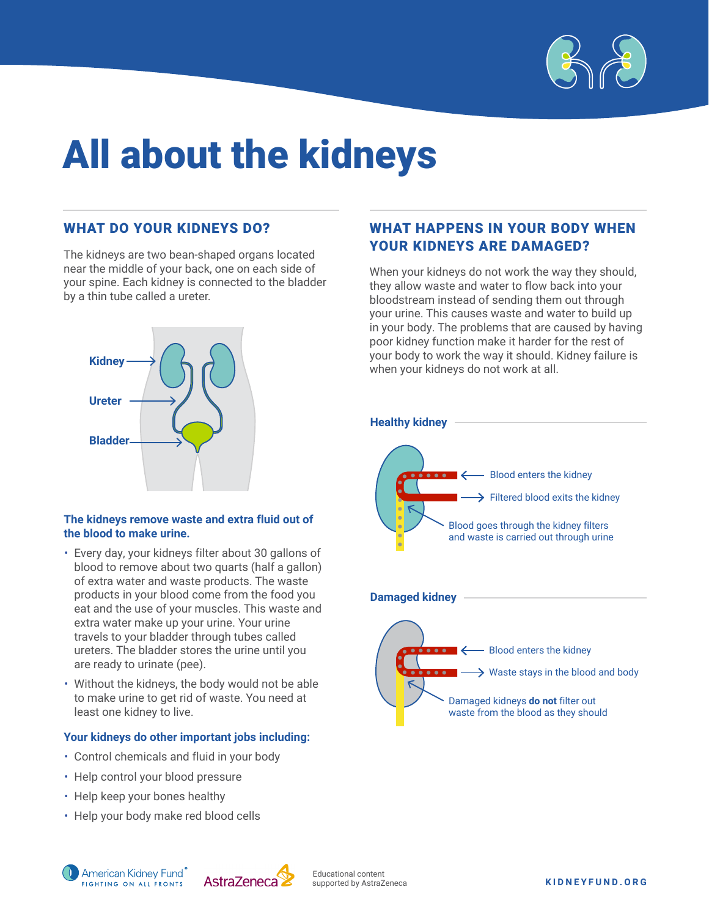# All about the kidneys

## WHAT DO YOUR KIDNEYS DO?

The kidneys are two bean-shaped organs located near the middle of your back, one on each side of your spine. Each kidney is connected to the bladder by a thin tube called a ureter.

Kidney

Ureter

Bladder

### The kidneys remove waste and extra fluid out of the blood to make urine.

- Every day, your kidneys filter about 30 gallons of blood to remove about two quarts (half a gallon) of extra water and waste products. The waste products in your blood come from the food you eat and the use of your muscles. This waste and extra water make up your urine. Your urine travels to your bladder through tubes called ureters. The bladder stores the urine until you are ready to urinate (pee).
- Without the kidneys, the body would not be able to make urine to get rid of waste. You need at least one kidney to live.

### Your kidneys do other important jobs including:

- Control chemicals and fluid in your body
- Help control your blood pressure
- Help keep your bones healthy
- Help your body make red blood cells

## WHAT HAPPENS IN YOUR BODY WHEN YOUR KIDNEYS ARE DAMAGED?

When your kidneys do not work the way they should, they allow waste and water to flow back into your bloodstream instead of sending them out through your urine. This causes waste and water to build up in your body. The problems that are caused by having poor kidney function make it harder for the rest of your body to work the way it should. Kidney failure is when your kidneys do not work at all.

### Healthy kidney

Blood enters the kidney

Filtered blood exits the kidney

Blood goes through the kidney filters and waste is carried out through urine

### Damaged kidney

Blood enters the kidney

Waste stays in the blood and body

Damaged kidneys **do not** filter out waste from the blood as they should

American Kidney Fund® FIGHTING ON ALL FRONTS

AstraZeneca

Educational content supported by AstraZeneca

KIDNEYFUND.ORG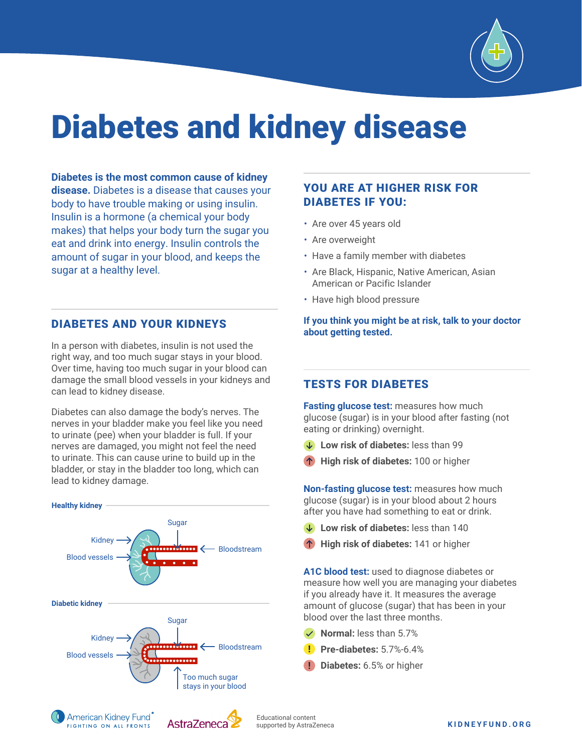# Diabetes and kidney disease

**Diabetes is the most common cause of kidney disease.** Diabetes is a disease that causes your body to have trouble making or using insulin. Insulin is a hormone (a chemical your body makes) that helps your body turn the sugar you eat and drink into energy. Insulin controls the amount of sugar in your blood, and keeps the sugar at a healthy level.

## DIABETES AND YOUR KIDNEYS

In a person with diabetes, insulin is not used the right way, and too much sugar stays in your blood. Over time, having too much sugar in your blood can damage the small blood vessels in your kidneys and can lead to kidney disease.

Diabetes can also damage the body's nerves. The nerves in your bladder make you feel like you need to urinate (pee) when your bladder is full. If your nerves are damaged, you might not feel the need to urinate. This can cause urine to build up in the bladder, or stay in the bladder too long, which can lead to kidney damage.

**Healthy kidney**

Kidney, Blood vessels, Sugar, Bloodstream

**Diabetic kidney**

Kidney, Blood vessels, Sugar, Bloodstream, Too much sugar stays in your blood

## YOU ARE AT HIGHER RISK FOR DIABETES IF YOU:

- Are over 45 years old
- Are overweight
- Have a family member with diabetes
- Are Black, Hispanic, Native American, Asian American or Pacific Islander
- Have high blood pressure

**If you think you might be at risk, talk to your doctor about getting tested.**

## TESTS FOR DIABETES

**Fasting glucose test:** measures how much glucose (sugar) is in your blood after fasting (not eating or drinking) overnight.

- **Low risk of diabetes:** less than 99
- **High risk of diabetes:** 100 or higher

**Non-fasting glucose test:** measures how much glucose (sugar) is in your blood about 2 hours after you have had something to eat or drink.

- **Low risk of diabetes:** less than 140
- **High risk of diabetes:** 141 or higher

**A1C blood test:** used to diagnose diabetes or measure how well you are managing your diabetes if you already have it. It measures the average amount of glucose (sugar) that has been in your blood over the last three months.

- **Normal:** less than 5.7%
- **Pre-diabetes:** 5.7%-6.4%
- **Diabetes:** 6.5% or higher

American Kidney Fund® FIGHTING ON ALL FRONTS

AstraZeneca

Educational content supported by AstraZeneca

KIDNEYFUND.ORG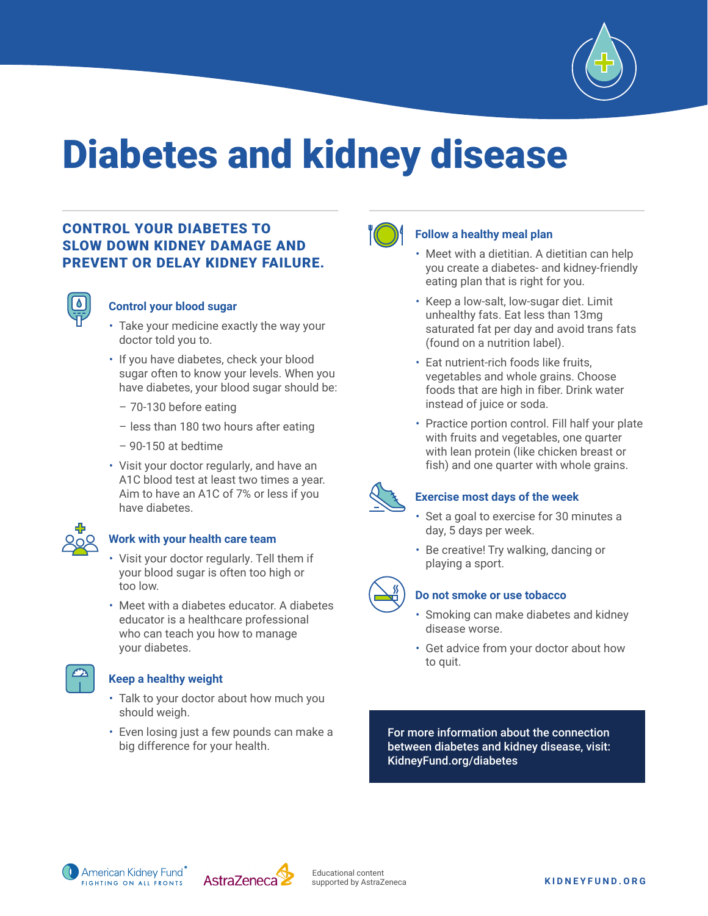# Diabetes and kidney disease

## CONTROL YOUR DIABETES TO SLOW DOWN KIDNEY DAMAGE AND PREVENT OR DELAY KIDNEY FAILURE.

### Control your blood sugar

- Take your medicine exactly the way your doctor told you to.
- If you have diabetes, check your blood sugar often to know your levels. When you have diabetes, your blood sugar should be:
  - 70-130 before eating
  - less than 180 two hours after eating
  - 90-150 at bedtime
- Visit your doctor regularly, and have an A1C blood test at least two times a year. Aim to have an A1C of 7% or less if you have diabetes.

### Work with your health care team

- Visit your doctor regularly. Tell them if your blood sugar is often too high or too low.
- Meet with a diabetes educator. A diabetes educator is a healthcare professional who can teach you how to manage your diabetes.

### Keep a healthy weight

- Talk to your doctor about how much you should weigh.
- Even losing just a few pounds can make a big difference for your health.

### Follow a healthy meal plan

- Meet with a dietitian. A dietitian can help you create a diabetes- and kidney-friendly eating plan that is right for you.
- Keep a low-salt, low-sugar diet. Limit unhealthy fats. Eat less than 13mg saturated fat per day and avoid trans fats (found on a nutrition label).
- Eat nutrient-rich foods like fruits, vegetables and whole grains. Choose foods that are high in fiber. Drink water instead of juice or soda.
- Practice portion control. Fill half your plate with fruits and vegetables, one quarter with lean protein (like chicken breast or fish) and one quarter with whole grains.

### Exercise most days of the week

- Set a goal to exercise for 30 minutes a day, 5 days per week.
- Be creative! Try walking, dancing or playing a sport.

### Do not smoke or use tobacco

- Smoking can make diabetes and kidney disease worse.
- Get advice from your doctor about how to quit.

**For more information about the connection between diabetes and kidney disease, visit: KidneyFund.org/diabetes**

American Kidney Fund® FIGHTING ON ALL FRONTS | AstraZeneca | Educational content supported by AstraZeneca | KIDNEYFUND.ORG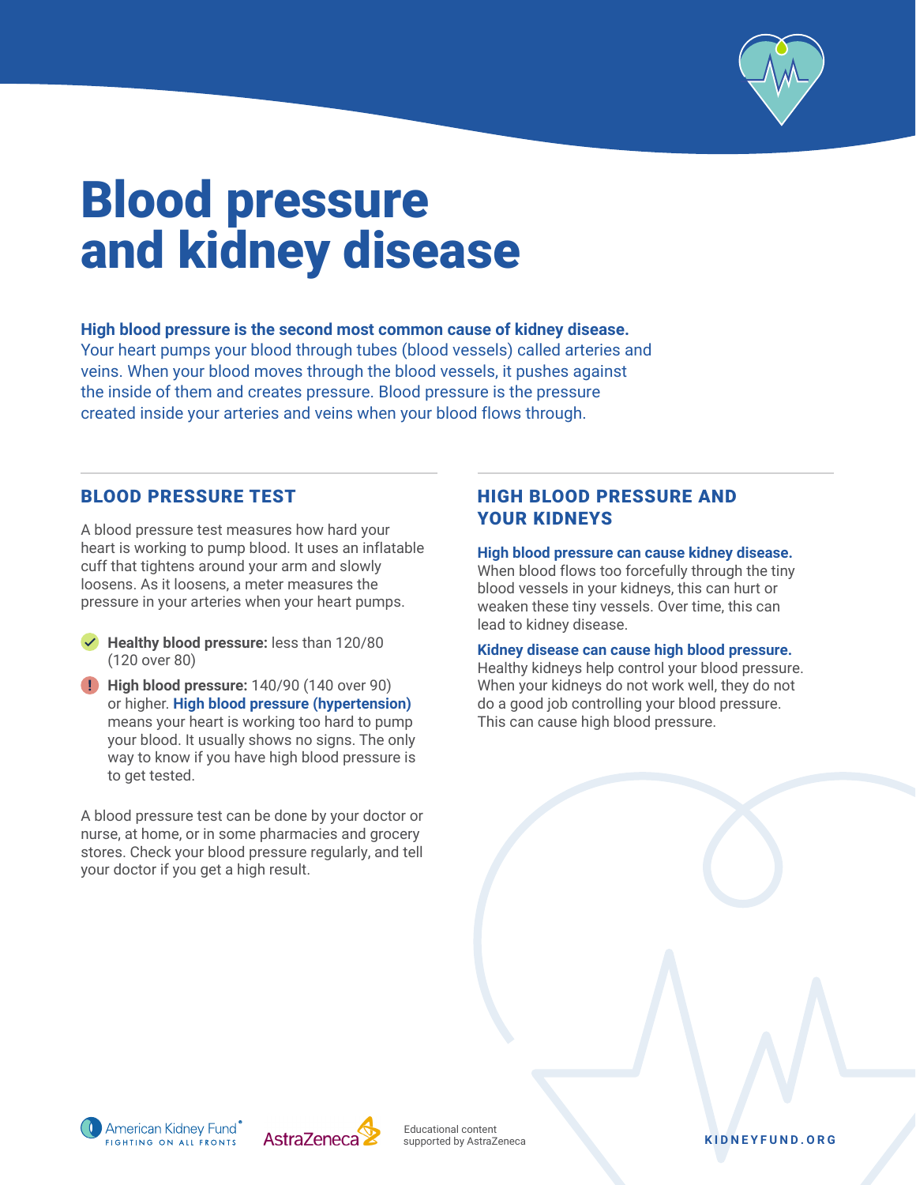# Blood pressure and kidney disease

**High blood pressure is the second most common cause of kidney disease.** Your heart pumps your blood through tubes (blood vessels) called arteries and veins. When your blood moves through the blood vessels, it pushes against the inside of them and creates pressure. Blood pressure is the pressure created inside your arteries and veins when your blood flows through.

## BLOOD PRESSURE TEST

A blood pressure test measures how hard your heart is working to pump blood. It uses an inflatable cuff that tightens around your arm and slowly loosens. As it loosens, a meter measures the pressure in your arteries when your heart pumps.

- **Healthy blood pressure:** less than 120/80 (120 over 80)
- **High blood pressure:** 140/90 (140 over 90) or higher. **High blood pressure (hypertension)** means your heart is working too hard to pump your blood. It usually shows no signs. The only way to know if you have high blood pressure is to get tested.

A blood pressure test can be done by your doctor or nurse, at home, or in some pharmacies and grocery stores. Check your blood pressure regularly, and tell your doctor if you get a high result.

## HIGH BLOOD PRESSURE AND YOUR KIDNEYS

**High blood pressure can cause kidney disease.** When blood flows too forcefully through the tiny blood vessels in your kidneys, this can hurt or weaken these tiny vessels. Over time, this can lead to kidney disease.

**Kidney disease can cause high blood pressure.** Healthy kidneys help control your blood pressure. When your kidneys do not work well, they do not do a good job controlling your blood pressure. This can cause high blood pressure.

American Kidney Fund® FIGHTING ON ALL FRONTS

AstraZeneca

Educational content supported by AstraZeneca

KIDNEYFUND.ORG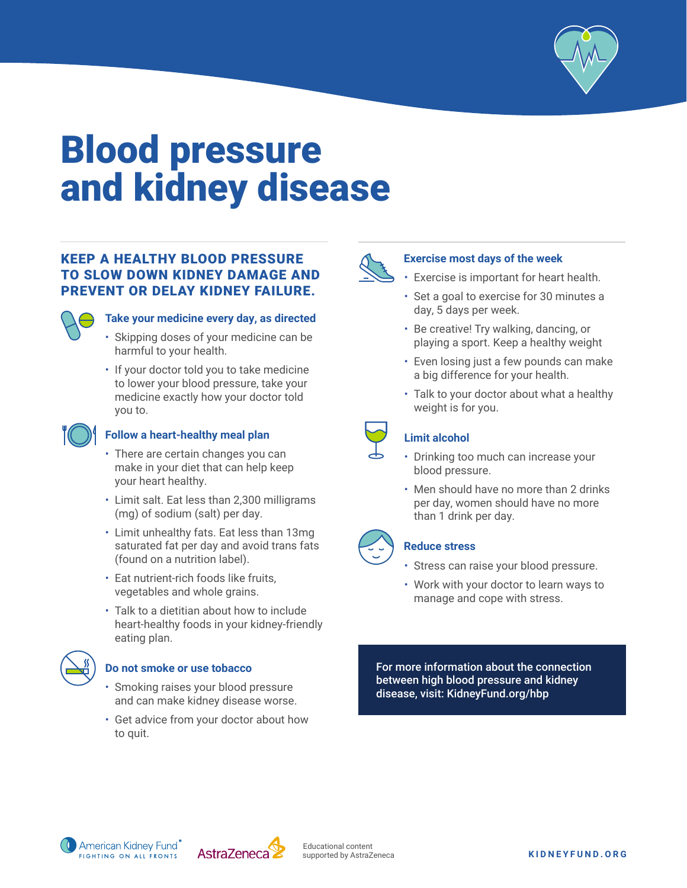# Blood pressure and kidney disease

**KEEP A HEALTHY BLOOD PRESSURE TO SLOW DOWN KIDNEY DAMAGE AND PREVENT OR DELAY KIDNEY FAILURE.**

### Take your medicine every day, as directed

- Skipping doses of your medicine can be harmful to your health.
- If your doctor told you to take medicine to lower your blood pressure, take your medicine exactly how your doctor told you to.

### Follow a heart-healthy meal plan

- There are certain changes you can make in your diet that can help keep your heart healthy.
- Limit salt. Eat less than 2,300 milligrams (mg) of sodium (salt) per day.
- Limit unhealthy fats. Eat less than 13mg saturated fat per day and avoid trans fats (found on a nutrition label).
- Eat nutrient-rich foods like fruits, vegetables and whole grains.
- Talk to a dietitian about how to include heart-healthy foods in your kidney-friendly eating plan.

### Do not smoke or use tobacco

- Smoking raises your blood pressure and can make kidney disease worse.
- Get advice from your doctor about how to quit.

### Exercise most days of the week

- Exercise is important for heart health.
- Set a goal to exercise for 30 minutes a day, 5 days per week.
- Be creative! Try walking, dancing, or playing a sport. Keep a healthy weight
- Even losing just a few pounds can make a big difference for your health.
- Talk to your doctor about what a healthy weight is for you.

### Limit alcohol

- Drinking too much can increase your blood pressure.
- Men should have no more than 2 drinks per day, women should have no more than 1 drink per day.

### Reduce stress

- Stress can raise your blood pressure.
- Work with your doctor to learn ways to manage and cope with stress.

**For more information about the connection between high blood pressure and kidney disease, visit: KidneyFund.org/hbp**

American Kidney Fund® FIGHTING ON ALL FRONTS

AstraZeneca

Educational content supported by AstraZeneca

KIDNEYFUND.ORG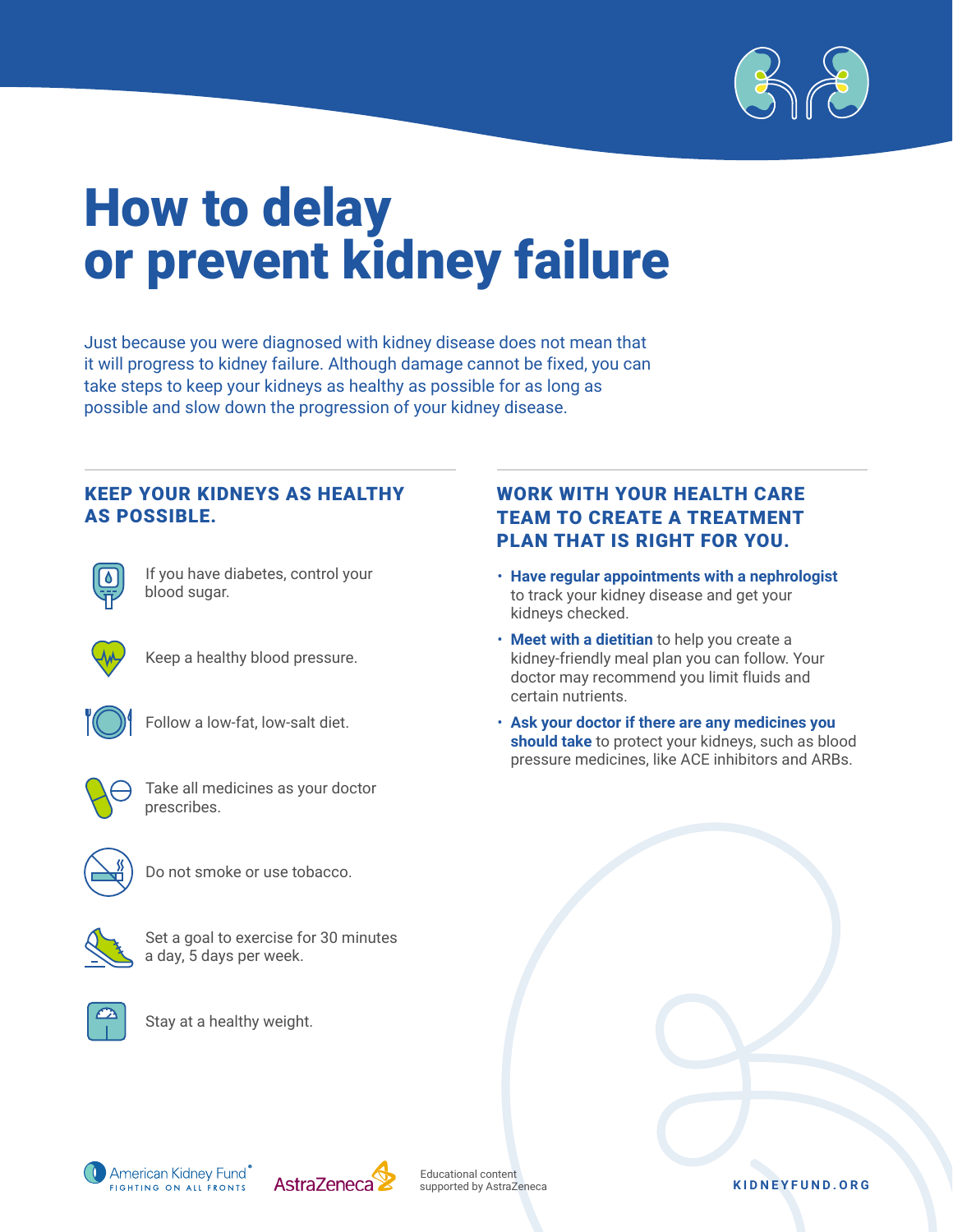# How to delay or prevent kidney failure

Just because you were diagnosed with kidney disease does not mean that it will progress to kidney failure. Although damage cannot be fixed, you can take steps to keep your kidneys as healthy as possible for as long as possible and slow down the progression of your kidney disease.

## KEEP YOUR KIDNEYS AS HEALTHY AS POSSIBLE.

- If you have diabetes, control your blood sugar.
- Keep a healthy blood pressure.
- Follow a low-fat, low-salt diet.
- Take all medicines as your doctor prescribes.
- Do not smoke or use tobacco.
- Set a goal to exercise for 30 minutes a day, 5 days per week.
- Stay at a healthy weight.

## WORK WITH YOUR HEALTH CARE TEAM TO CREATE A TREATMENT PLAN THAT IS RIGHT FOR YOU.

- **Have regular appointments with a nephrologist** to track your kidney disease and get your kidneys checked.
- **Meet with a dietitian** to help you create a kidney-friendly meal plan you can follow. Your doctor may recommend you limit fluids and certain nutrients.
- **Ask your doctor if there are any medicines you should take** to protect your kidneys, such as blood pressure medicines, like ACE inhibitors and ARBs.

American Kidney Fund — FIGHTING ON ALL FRONTS

AstraZeneca

Educational content supported by AstraZeneca

KIDNEYFUND.ORG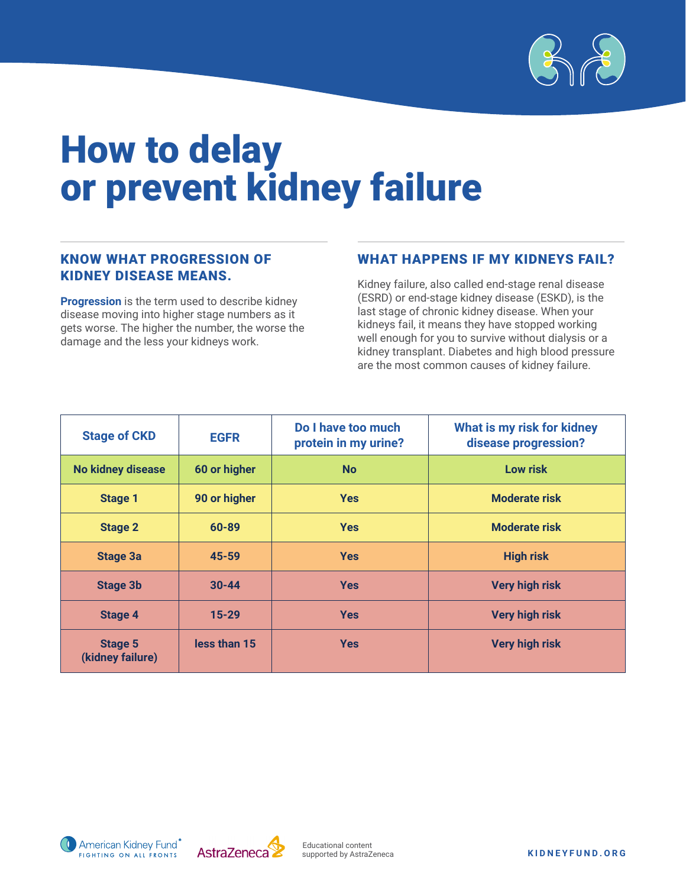# How to delay or prevent kidney failure

## KNOW WHAT PROGRESSION OF KIDNEY DISEASE MEANS.

**Progression** is the term used to describe kidney disease moving into higher stage numbers as it gets worse. The higher the number, the worse the damage and the less your kidneys work.

## WHAT HAPPENS IF MY KIDNEYS FAIL?

Kidney failure, also called end-stage renal disease (ESRD) or end-stage kidney disease (ESKD), is the last stage of chronic kidney disease. When your kidneys fail, it means they have stopped working well enough for you to survive without dialysis or a kidney transplant. Diabetes and high blood pressure are the most common causes of kidney failure.

| Stage of CKD | EGFR | Do I have too much protein in my urine? | What is my risk for kidney disease progression? |
|---|---|---|---|
| No kidney disease | 60 or higher | No | Low risk |
| Stage 1 | 90 or higher | Yes | Moderate risk |
| Stage 2 | 60-89 | Yes | Moderate risk |
| Stage 3a | 45-59 | Yes | High risk |
| Stage 3b | 30-44 | Yes | Very high risk |
| Stage 4 | 15-29 | Yes | Very high risk |
| Stage 5 (kidney failure) | less than 15 | Yes | Very high risk |

American Kidney Fund — FIGHTING ON ALL FRONTS

AstraZeneca

Educational content supported by AstraZeneca

KIDNEYFUND.ORG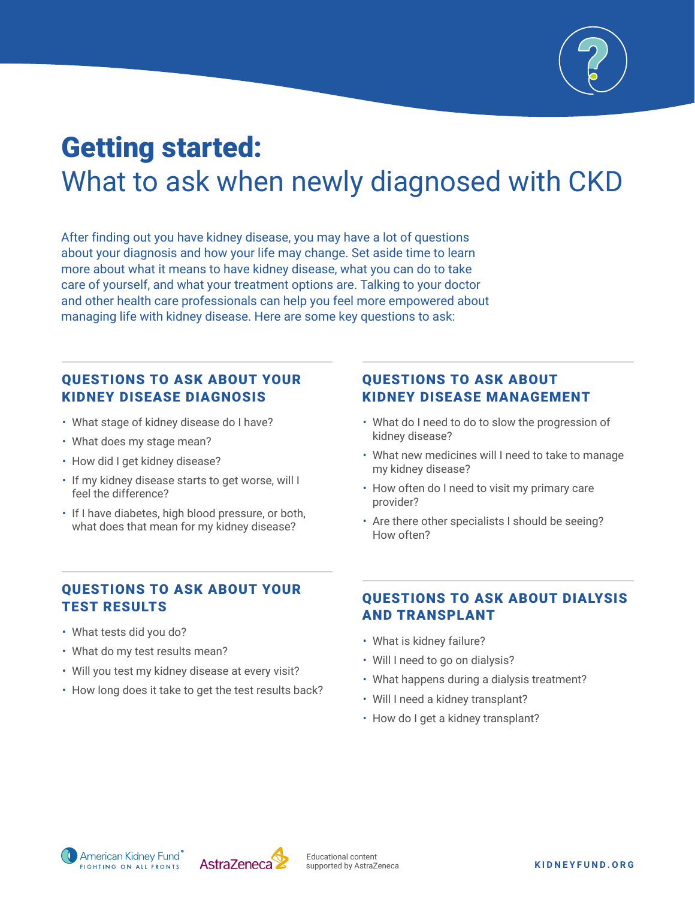# Getting started:
## What to ask when newly diagnosed with CKD

After finding out you have kidney disease, you may have a lot of questions about your diagnosis and how your life may change. Set aside time to learn more about what it means to have kidney disease, what you can do to take care of yourself, and what your treatment options are. Talking to your doctor and other health care professionals can help you feel more empowered about managing life with kidney disease. Here are some key questions to ask:

### QUESTIONS TO ASK ABOUT YOUR KIDNEY DISEASE DIAGNOSIS

- What stage of kidney disease do I have?
- What does my stage mean?
- How did I get kidney disease?
- If my kidney disease starts to get worse, will I feel the difference?
- If I have diabetes, high blood pressure, or both, what does that mean for my kidney disease?

### QUESTIONS TO ASK ABOUT YOUR TEST RESULTS

- What tests did you do?
- What do my test results mean?
- Will you test my kidney disease at every visit?
- How long does it take to get the test results back?

### QUESTIONS TO ASK ABOUT KIDNEY DISEASE MANAGEMENT

- What do I need to do to slow the progression of kidney disease?
- What new medicines will I need to take to manage my kidney disease?
- How often do I need to visit my primary care provider?
- Are there other specialists I should be seeing? How often?

### QUESTIONS TO ASK ABOUT DIALYSIS AND TRANSPLANT

- What is kidney failure?
- Will I need to go on dialysis?
- What happens during a dialysis treatment?
- Will I need a kidney transplant?
- How do I get a kidney transplant?

American Kidney Fund® FIGHTING ON ALL FRONTS

AstraZeneca

Educational content supported by AstraZeneca

KIDNEYFUND.ORG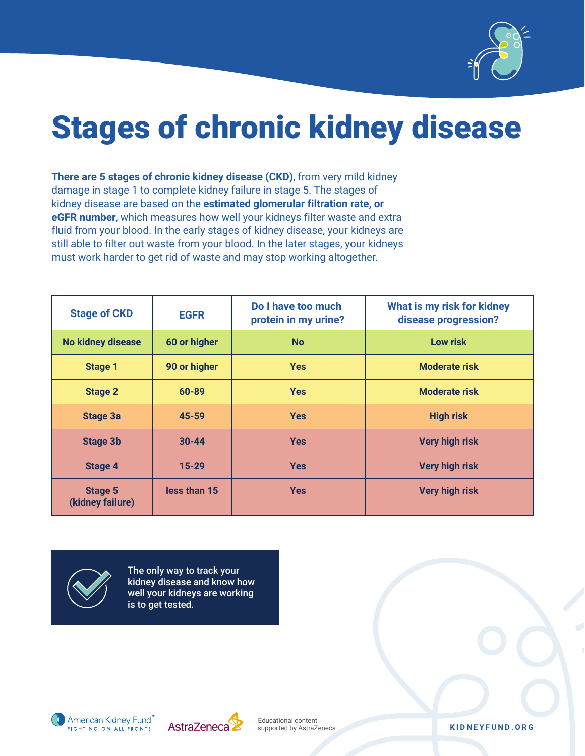# Stages of chronic kidney disease

**There are 5 stages of chronic kidney disease (CKD)**, from very mild kidney damage in stage 1 to complete kidney failure in stage 5. The stages of kidney disease are based on the **estimated glomerular filtration rate, or eGFR number**, which measures how well your kidneys filter waste and extra fluid from your blood. In the early stages of kidney disease, your kidneys are still able to filter out waste from your blood. In the later stages, your kidneys must work harder to get rid of waste and may stop working altogether.

| Stage of CKD | EGFR | Do I have too much protein in my urine? | What is my risk for kidney disease progression? |
|---|---|---|---|
| No kidney disease | 60 or higher | No | Low risk |
| Stage 1 | 90 or higher | Yes | Moderate risk |
| Stage 2 | 60-89 | Yes | Moderate risk |
| Stage 3a | 45-59 | Yes | High risk |
| Stage 3b | 30-44 | Yes | Very high risk |
| Stage 4 | 15-29 | Yes | Very high risk |
| Stage 5 (kidney failure) | less than 15 | Yes | Very high risk |

The only way to track your kidney disease and know how well your kidneys are working is to get tested.

American Kidney Fund® FIGHTING ON ALL FRONTS

AstraZeneca

Educational content supported by AstraZeneca

KIDNEYFUND.ORG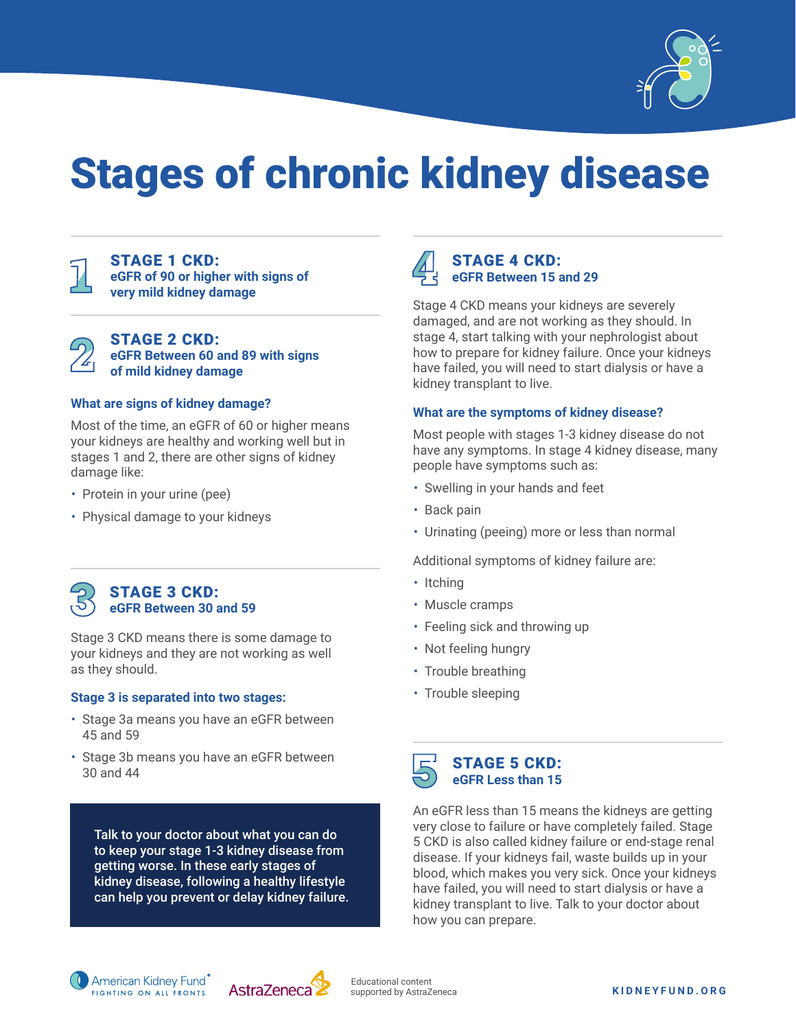# Stages of chronic kidney disease

## STAGE 1 CKD:
**eGFR of 90 or higher with signs of very mild kidney damage**

## STAGE 2 CKD:
**eGFR Between 60 and 89 with signs of mild kidney damage**

### What are signs of kidney damage?

Most of the time, an eGFR of 60 or higher means your kidneys are healthy and working well but in stages 1 and 2, there are other signs of kidney damage like:

- Protein in your urine (pee)
- Physical damage to your kidneys

## STAGE 3 CKD:
**eGFR Between 30 and 59**

Stage 3 CKD means there is some damage to your kidneys and they are not working as well as they should.

### Stage 3 is separated into two stages:

- Stage 3a means you have an eGFR between 45 and 59
- Stage 3b means you have an eGFR between 30 and 44

**Talk to your doctor about what you can do to keep your stage 1-3 kidney disease from getting worse. In these early stages of kidney disease, following a healthy lifestyle can help you prevent or delay kidney failure.**

## STAGE 4 CKD:
**eGFR Between 15 and 29**

Stage 4 CKD means your kidneys are severely damaged, and are not working as they should. In stage 4, start talking with your nephrologist about how to prepare for kidney failure. Once your kidneys have failed, you will need to start dialysis or have a kidney transplant to live.

### What are the symptoms of kidney disease?

Most people with stages 1-3 kidney disease do not have any symptoms. In stage 4 kidney disease, many people have symptoms such as:

- Swelling in your hands and feet
- Back pain
- Urinating (peeing) more or less than normal

Additional symptoms of kidney failure are:

- Itching
- Muscle cramps
- Feeling sick and throwing up
- Not feeling hungry
- Trouble breathing
- Trouble sleeping

## STAGE 5 CKD:
**eGFR Less than 15**

An eGFR less than 15 means the kidneys are getting very close to failure or have completely failed. Stage 5 CKD is also called kidney failure or end-stage renal disease. If your kidneys fail, waste builds up in your blood, which makes you very sick. Once your kidneys have failed, you will need to start dialysis or have a kidney transplant to live. Talk to your doctor about how you can prepare.

American Kidney Fund® FIGHTING ON ALL FRONTS | AstraZeneca | Educational content supported by AstraZeneca | KIDNEYFUND.ORG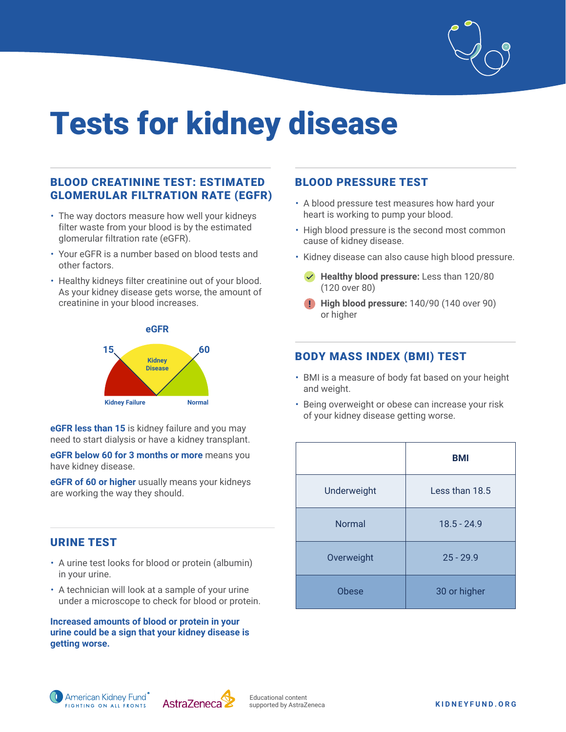# Tests for kidney disease

## BLOOD CREATININE TEST: ESTIMATED GLOMERULAR FILTRATION RATE (EGFR)

- The way doctors measure how well your kidneys filter waste from your blood is by the estimated glomerular filtration rate (eGFR).
- Your eGFR is a number based on blood tests and other factors.
- Healthy kidneys filter creatinine out of your blood. As your kidney disease gets worse, the amount of creatinine in your blood increases.

eGFR

15 — Kidney Disease — 60

Kidney Failure — Normal

**eGFR less than 15** is kidney failure and you may need to start dialysis or have a kidney transplant.

**eGFR below 60 for 3 months or more** means you have kidney disease.

**eGFR of 60 or higher** usually means your kidneys are working the way they should.

## URINE TEST

- A urine test looks for blood or protein (albumin) in your urine.
- A technician will look at a sample of your urine under a microscope to check for blood or protein.

**Increased amounts of blood or protein in your urine could be a sign that your kidney disease is getting worse.**

## BLOOD PRESSURE TEST

- A blood pressure test measures how hard your heart is working to pump your blood.
- High blood pressure is the second most common cause of kidney disease.
- Kidney disease can also cause high blood pressure.

✓ **Healthy blood pressure:** Less than 120/80 (120 over 80)

! **High blood pressure:** 140/90 (140 over 90) or higher

## BODY MASS INDEX (BMI) TEST

- BMI is a measure of body fat based on your height and weight.
- Being overweight or obese can increase your risk of your kidney disease getting worse.

| | BMI |
|---|---|
| Underweight | Less than 18.5 |
| Normal | 18.5 - 24.9 |
| Overweight | 25 - 29.9 |
| Obese | 30 or higher |

American Kidney Fund — FIGHTING ON ALL FRONTS

AstraZeneca

Educational content supported by AstraZeneca

KIDNEYFUND.ORG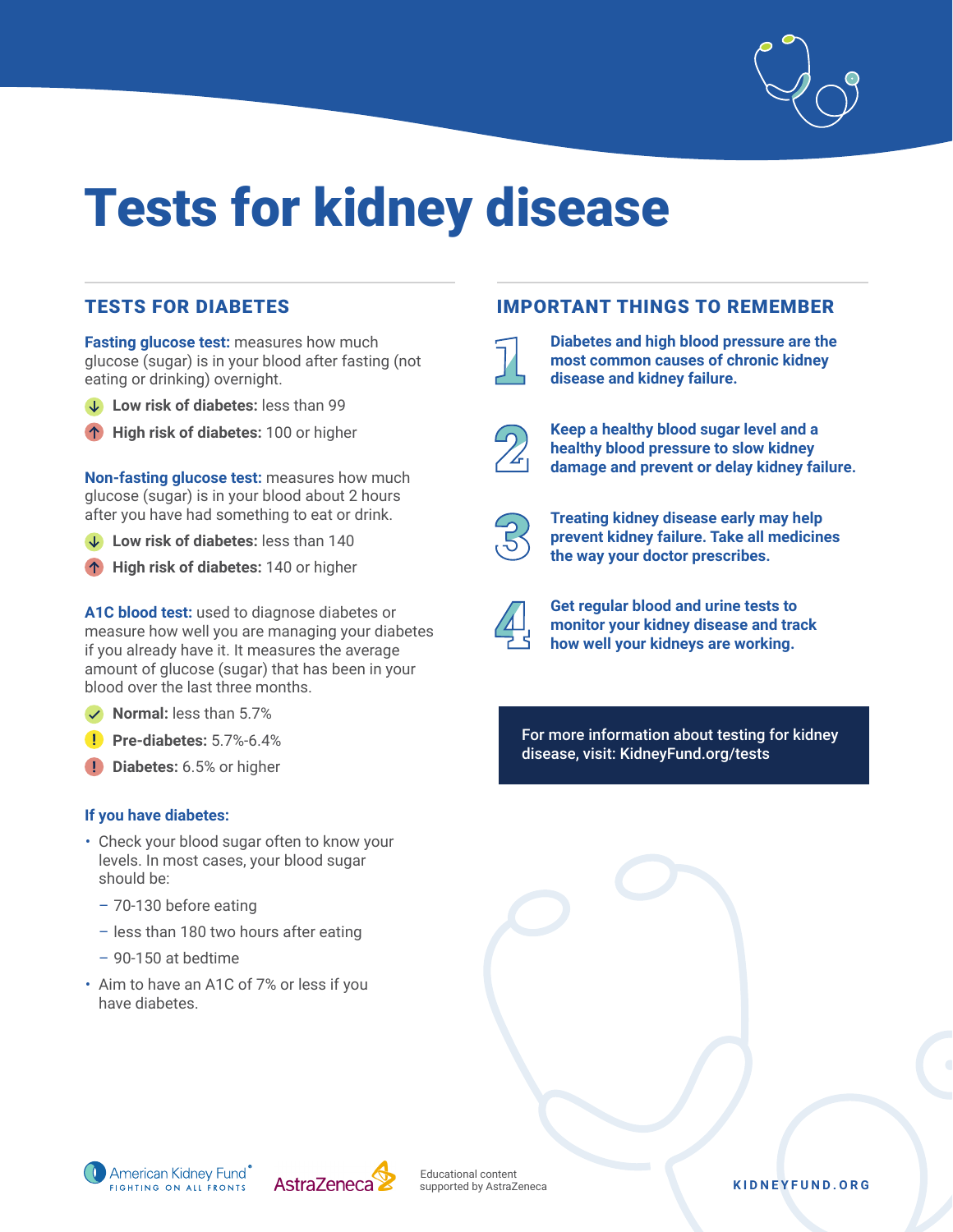# Tests for kidney disease

## TESTS FOR DIABETES

**Fasting glucose test:** measures how much glucose (sugar) is in your blood after fasting (not eating or drinking) overnight.

- **Low risk of diabetes:** less than 99
- **High risk of diabetes:** 100 or higher

**Non-fasting glucose test:** measures how much glucose (sugar) is in your blood about 2 hours after you have had something to eat or drink.

- **Low risk of diabetes:** less than 140
- **High risk of diabetes:** 140 or higher

**A1C blood test:** used to diagnose diabetes or measure how well you are managing your diabetes if you already have it. It measures the average amount of glucose (sugar) that has been in your blood over the last three months.

- **Normal:** less than 5.7%
- **Pre-diabetes:** 5.7%-6.4%
- **Diabetes:** 6.5% or higher

### If you have diabetes:

- Check your blood sugar often to know your levels. In most cases, your blood sugar should be:
  - 70-130 before eating
  - less than 180 two hours after eating
  - 90-150 at bedtime
- Aim to have an A1C of 7% or less if you have diabetes.

## IMPORTANT THINGS TO REMEMBER

1. **Diabetes and high blood pressure are the most common causes of chronic kidney disease and kidney failure.**
2. **Keep a healthy blood sugar level and a healthy blood pressure to slow kidney damage and prevent or delay kidney failure.**
3. **Treating kidney disease early may help prevent kidney failure. Take all medicines the way your doctor prescribes.**
4. **Get regular blood and urine tests to monitor your kidney disease and track how well your kidneys are working.**

For more information about testing for kidney disease, visit: KidneyFund.org/tests

American Kidney Fund® FIGHTING ON ALL FRONTS

AstraZeneca

Educational content supported by AstraZeneca

KIDNEYFUND.ORG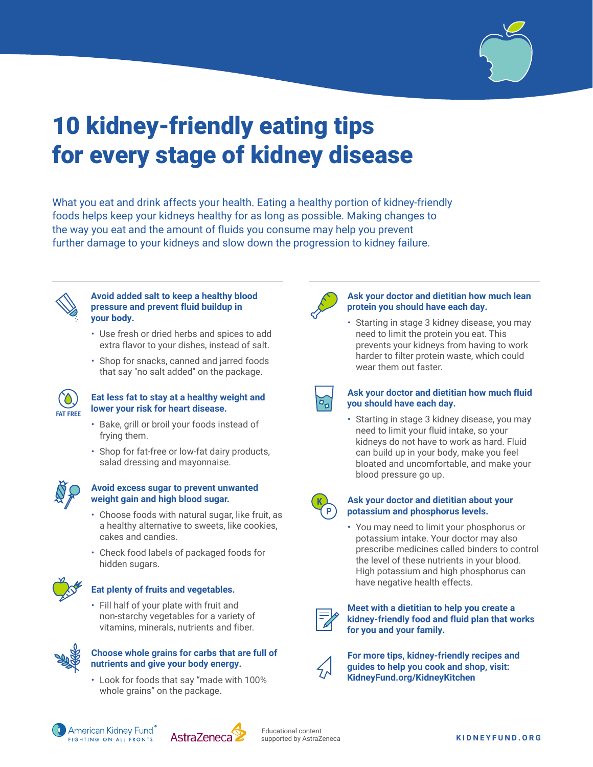# 10 kidney-friendly eating tips for every stage of kidney disease

What you eat and drink affects your health. Eating a healthy portion of kidney-friendly foods helps keep your kidneys healthy for as long as possible. Making changes to the way you eat and the amount of fluids you consume may help you prevent further damage to your kidneys and slow down the progression to kidney failure.

**Avoid added salt to keep a healthy blood pressure and prevent fluid buildup in your body.**

- Use fresh or dried herbs and spices to add extra flavor to your dishes, instead of salt.
- Shop for snacks, canned and jarred foods that say "no salt added" on the package.

FAT FREE

**Eat less fat to stay at a healthy weight and lower your risk for heart disease.**

- Bake, grill or broil your foods instead of frying them.
- Shop for fat-free or low-fat dairy products, salad dressing and mayonnaise.

**Avoid excess sugar to prevent unwanted weight gain and high blood sugar.**

- Choose foods with natural sugar, like fruit, as a healthy alternative to sweets, like cookies, cakes and candies.
- Check food labels of packaged foods for hidden sugars.

**Eat plenty of fruits and vegetables.**

- Fill half of your plate with fruit and non-starchy vegetables for a variety of vitamins, minerals, nutrients and fiber.

**Choose whole grains for carbs that are full of nutrients and give your body energy.**

- Look for foods that say "made with 100% whole grains" on the package.

**Ask your doctor and dietitian how much lean protein you should have each day.**

- Starting in stage 3 kidney disease, you may need to limit the protein you eat. This prevents your kidneys from having to work harder to filter protein waste, which could wear them out faster.

**Ask your doctor and dietitian how much fluid you should have each day.**

- Starting in stage 3 kidney disease, you may need to limit your fluid intake, so your kidneys do not have to work as hard. Fluid can build up in your body, make you feel bloated and uncomfortable, and make your blood pressure go up.

**Ask your doctor and dietitian about your potassium and phosphorus levels.**

- You may need to limit your phosphorus or potassium intake. Your doctor may also prescribe medicines called binders to control the level of these nutrients in your blood. High potassium and high phosphorus can have negative health effects.

**Meet with a dietitian to help you create a kidney-friendly food and fluid plan that works for you and your family.**

**For more tips, kidney-friendly recipes and guides to help you cook and shop, visit: KidneyFund.org/KidneyKitchen**

American Kidney Fund® FIGHTING ON ALL FRONTS

AstraZeneca

Educational content supported by AstraZeneca

KIDNEYFUND.ORG